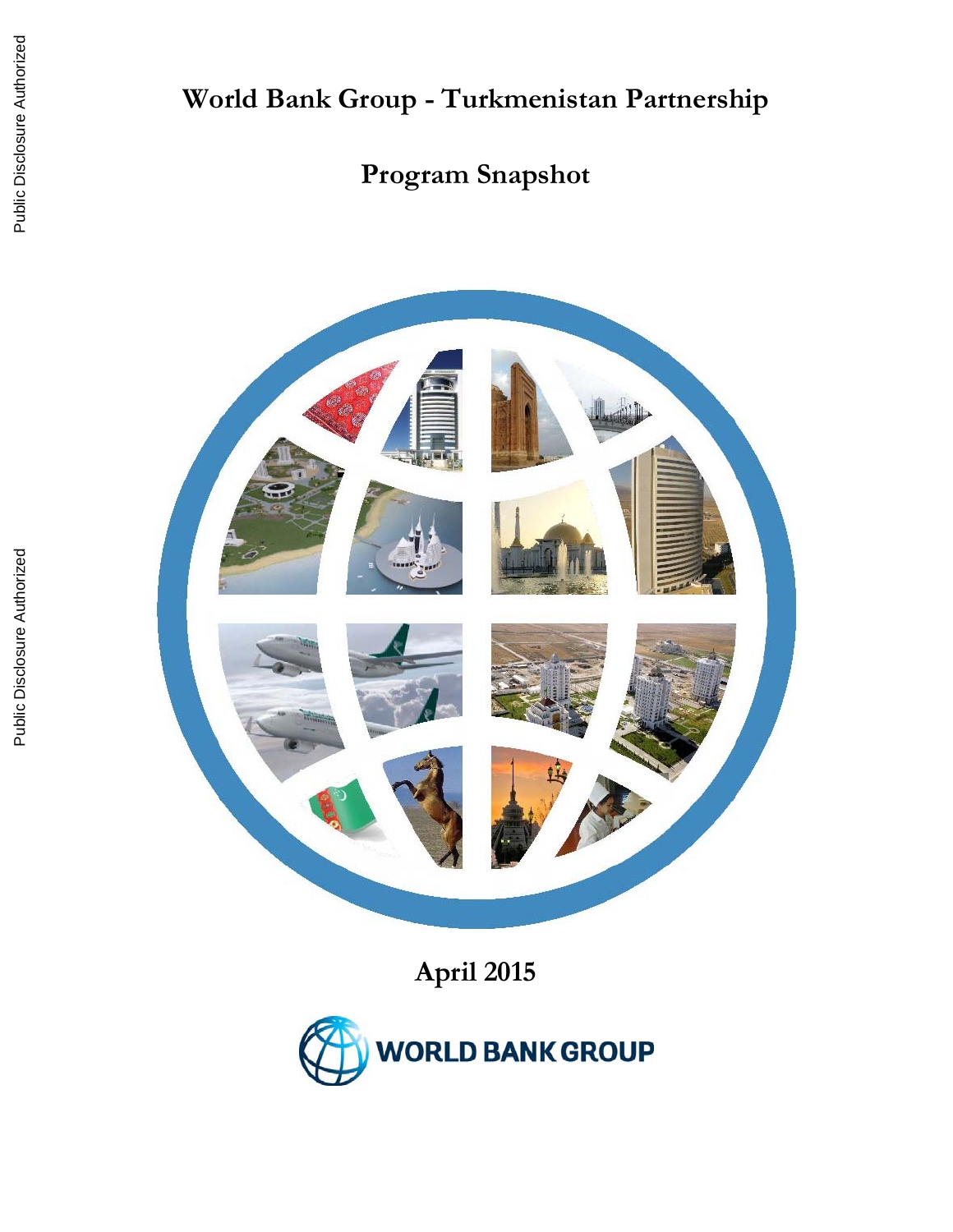# World Bank Group - Turkmenistan Partnership

## Program Snapshot

April 2015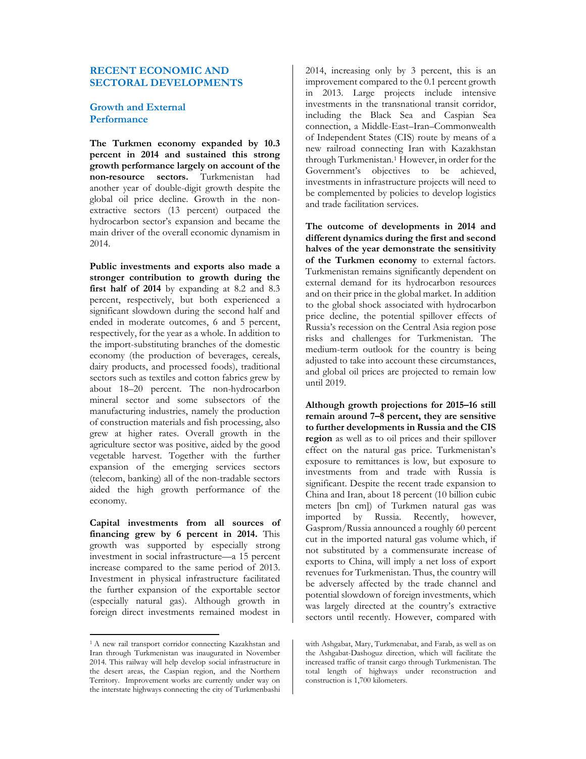## RECENT ECONOMIC AND SECTORAL DEVELOPMENTS

### Growth and External Performance

**The Turkmen economy expanded by 10.3 percent in 2014 and sustained this strong growth performance largely on account of the non-resource sectors.** Turkmenistan had another year of double-digit growth despite the global oil price decline. Growth in the non-extractive sectors (13 percent) outpaced the hydrocarbon sector's expansion and became the main driver of the overall economic dynamism in 2014.

**Public investments and exports also made a stronger contribution to growth during the first half of 2014** by expanding at 8.2 and 8.3 percent, respectively, but both experienced a significant slowdown during the second half and ended in moderate outcomes, 6 and 5 percent, respectively, for the year as a whole. In addition to the import-substituting branches of the domestic economy (the production of beverages, cereals, dairy products, and processed foods), traditional sectors such as textiles and cotton fabrics grew by about 18–20 percent. The non-hydrocarbon mineral sector and some subsectors of the manufacturing industries, namely the production of construction materials and fish processing, also grew at higher rates. Overall growth in the agriculture sector was positive, aided by the good vegetable harvest. Together with the further expansion of the emerging services sectors (telecom, banking) all of the non-tradable sectors aided the high growth performance of the economy.

**Capital investments from all sources of financing grew by 6 percent in 2014.** This growth was supported by especially strong investment in social infrastructure—a 15 percent increase compared to the same period of 2013. Investment in physical infrastructure facilitated the further expansion of the exportable sector (especially natural gas). Although growth in foreign direct investments remained modest in 2014, increasing only by 3 percent, this is an improvement compared to the 0.1 percent growth in 2013. Large projects include intensive investments in the transnational transit corridor, including the Black Sea and Caspian Sea connection, a Middle-East–Iran–Commonwealth of Independent States (CIS) route by means of a new railroad connecting Iran with Kazakhstan through Turkmenistan.[1] However, in order for the Government's objectives to be achieved, investments in infrastructure projects will need to be complemented by policies to develop logistics and trade facilitation services.

**The outcome of developments in 2014 and different dynamics during the first and second halves of the year demonstrate the sensitivity of the Turkmen economy** to external factors. Turkmenistan remains significantly dependent on external demand for its hydrocarbon resources and on their price in the global market. In addition to the global shock associated with hydrocarbon price decline, the potential spillover effects of Russia's recession on the Central Asia region pose risks and challenges for Turkmenistan. The medium-term outlook for the country is being adjusted to take into account these circumstances, and global oil prices are projected to remain low until 2019.

**Although growth projections for 2015–16 still remain around 7–8 percent, they are sensitive to further developments in Russia and the CIS region** as well as to oil prices and their spillover effect on the natural gas price. Turkmenistan's exposure to remittances is low, but exposure to investments from and trade with Russia is significant. Despite the recent trade expansion to China and Iran, about 18 percent (10 billion cubic meters [bn cm]) of Turkmen natural gas was imported by Russia. Recently, however, Gazprom/Russia announced a roughly 60 percent cut in the imported natural gas volume which, if not substituted by a commensurate increase of exports to China, will imply a net loss of export revenues for Turkmenistan. Thus, the country will be adversely affected by the trade channel and potential slowdown of foreign investments, which was largely directed at the country's extractive sectors until recently. However, compared with

---

[1] A new rail transport corridor connecting Kazakhstan and Iran through Turkmenistan was inaugurated in November 2014. This railway will help develop social infrastructure in the desert areas, the Caspian region, and the Northern Territory. Improvement works are currently under way on the interstate highways connecting the city of Turkmenbashi with Ashgabat, Mary, Turkmenabat, and Farab, as well as on the Ashgabat-Dashoguz direction, which will facilitate the increased traffic of transit cargo through Turkmenistan. The total length of highways under reconstruction and construction is 1,700 kilometers.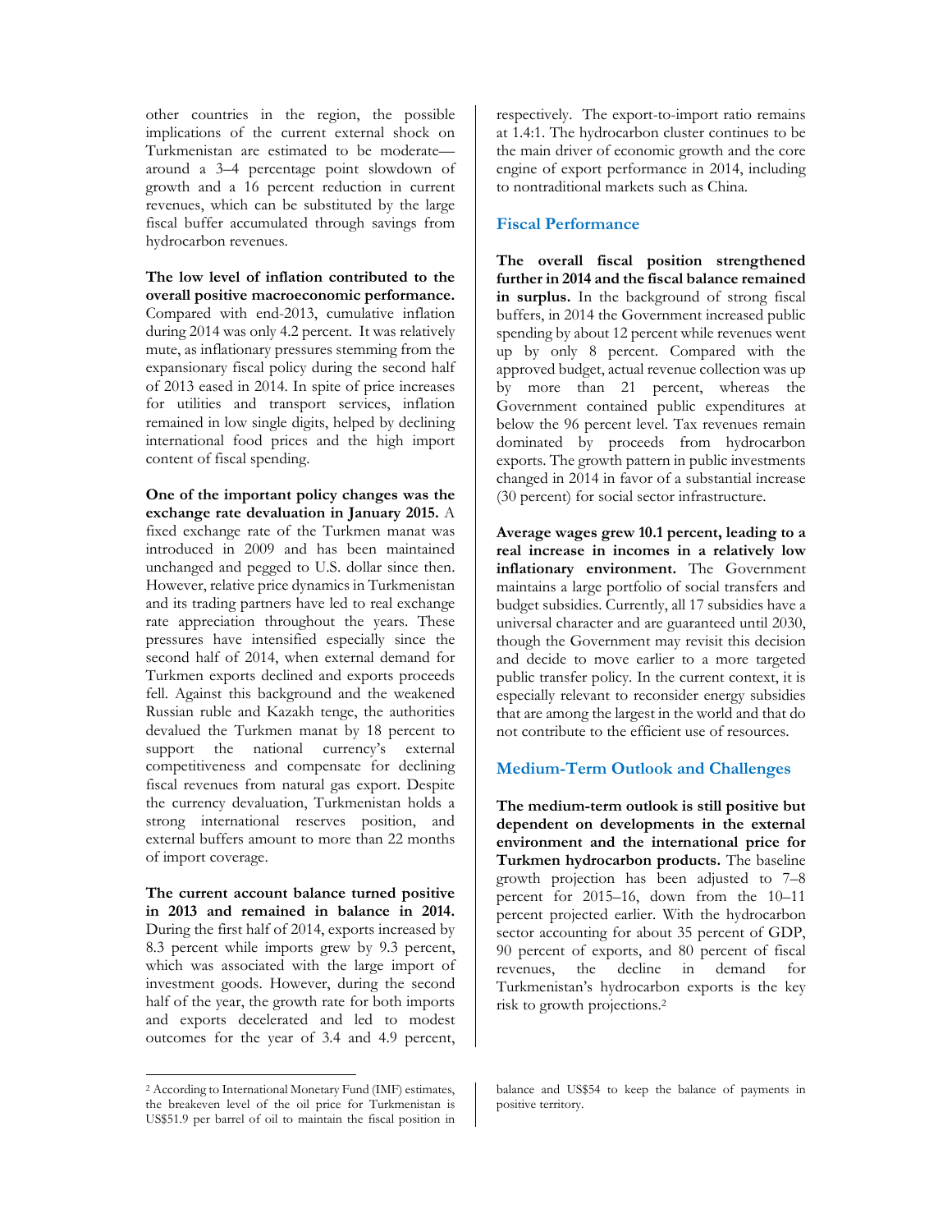other countries in the region, the possible implications of the current external shock on Turkmenistan are estimated to be moderate—around a 3–4 percentage point slowdown of growth and a 16 percent reduction in current revenues, which can be substituted by the large fiscal buffer accumulated through savings from hydrocarbon revenues.

**The low level of inflation contributed to the overall positive macroeconomic performance.** Compared with end-2013, cumulative inflation during 2014 was only 4.2 percent. It was relatively mute, as inflationary pressures stemming from the expansionary fiscal policy during the second half of 2013 eased in 2014. In spite of price increases for utilities and transport services, inflation remained in low single digits, helped by declining international food prices and the high import content of fiscal spending.

**One of the important policy changes was the exchange rate devaluation in January 2015.** A fixed exchange rate of the Turkmen manat was introduced in 2009 and has been maintained unchanged and pegged to U.S. dollar since then. However, relative price dynamics in Turkmenistan and its trading partners have led to real exchange rate appreciation throughout the years. These pressures have intensified especially since the second half of 2014, when external demand for Turkmen exports declined and exports proceeds fell. Against this background and the weakened Russian ruble and Kazakh tenge, the authorities devalued the Turkmen manat by 18 percent to support the national currency's external competitiveness and compensate for declining fiscal revenues from natural gas export. Despite the currency devaluation, Turkmenistan holds a strong international reserves position, and external buffers amount to more than 22 months of import coverage.

**The current account balance turned positive in 2013 and remained in balance in 2014.** During the first half of 2014, exports increased by 8.3 percent while imports grew by 9.3 percent, which was associated with the large import of investment goods. However, during the second half of the year, the growth rate for both imports and exports decelerated and led to modest outcomes for the year of 3.4 and 4.9 percent, respectively. The export-to-import ratio remains at 1.4:1. The hydrocarbon cluster continues to be the main driver of economic growth and the core engine of export performance in 2014, including to nontraditional markets such as China.

## Fiscal Performance

**The overall fiscal position strengthened further in 2014 and the fiscal balance remained in surplus.** In the background of strong fiscal buffers, in 2014 the Government increased public spending by about 12 percent while revenues went up by only 8 percent. Compared with the approved budget, actual revenue collection was up by more than 21 percent, whereas the Government contained public expenditures at below the 96 percent level. Tax revenues remain dominated by proceeds from hydrocarbon exports. The growth pattern in public investments changed in 2014 in favor of a substantial increase (30 percent) for social sector infrastructure.

**Average wages grew 10.1 percent, leading to a real increase in incomes in a relatively low inflationary environment.** The Government maintains a large portfolio of social transfers and budget subsidies. Currently, all 17 subsidies have a universal character and are guaranteed until 2030, though the Government may revisit this decision and decide to move earlier to a more targeted public transfer policy. In the current context, it is especially relevant to reconsider energy subsidies that are among the largest in the world and that do not contribute to the efficient use of resources.

## Medium-Term Outlook and Challenges

**The medium-term outlook is still positive but dependent on developments in the external environment and the international price for Turkmen hydrocarbon products.** The baseline growth projection has been adjusted to 7–8 percent for 2015–16, down from the 10–11 percent projected earlier. With the hydrocarbon sector accounting for about 35 percent of GDP, 90 percent of exports, and 80 percent of fiscal revenues, the decline in demand for Turkmenistan's hydrocarbon exports is the key risk to growth projections.[2]

[2] According to International Monetary Fund (IMF) estimates, the breakeven level of the oil price for Turkmenistan is US$51.9 per barrel of oil to maintain the fiscal position in balance and US$54 to keep the balance of payments in positive territory.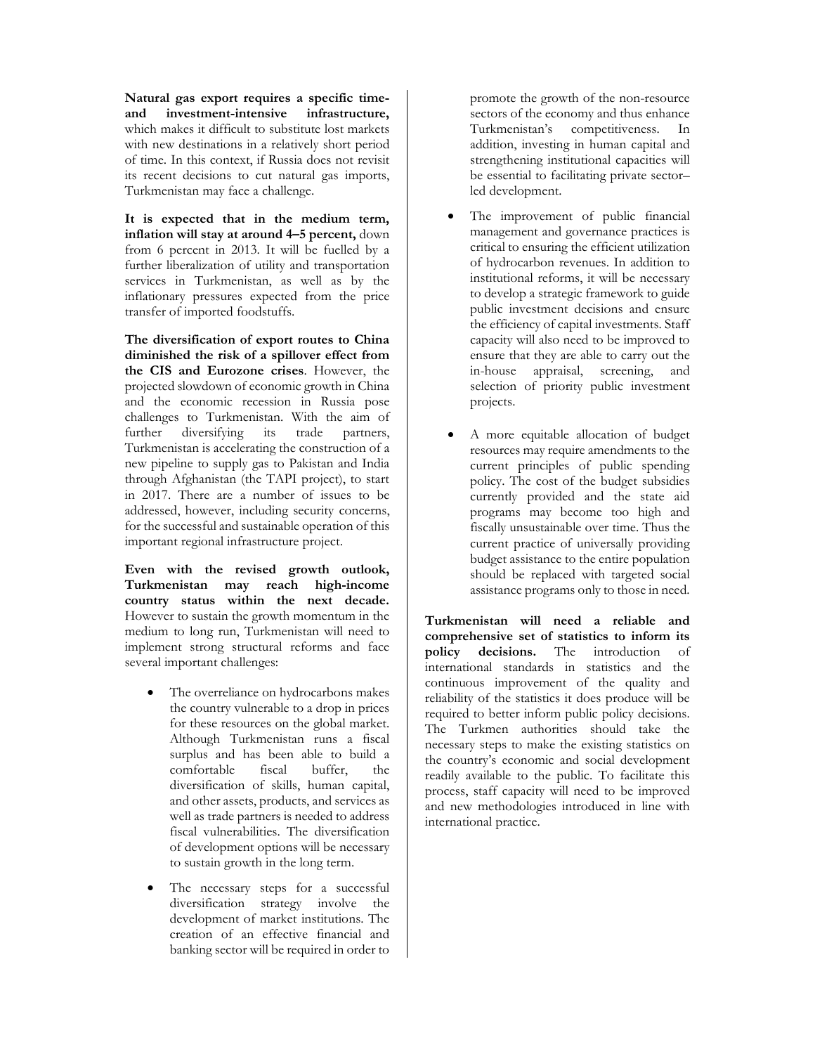**Natural gas export requires a specific time- and investment-intensive infrastructure,** which makes it difficult to substitute lost markets with new destinations in a relatively short period of time. In this context, if Russia does not revisit its recent decisions to cut natural gas imports, Turkmenistan may face a challenge.

**It is expected that in the medium term, inflation will stay at around 4–5 percent,** down from 6 percent in 2013. It will be fuelled by a further liberalization of utility and transportation services in Turkmenistan, as well as by the inflationary pressures expected from the price transfer of imported foodstuffs.

**The diversification of export routes to China diminished the risk of a spillover effect from the CIS and Eurozone crises**. However, the projected slowdown of economic growth in China and the economic recession in Russia pose challenges to Turkmenistan. With the aim of further diversifying its trade partners, Turkmenistan is accelerating the construction of a new pipeline to supply gas to Pakistan and India through Afghanistan (the TAPI project), to start in 2017. There are a number of issues to be addressed, however, including security concerns, for the successful and sustainable operation of this important regional infrastructure project.

**Even with the revised growth outlook, Turkmenistan may reach high-income country status within the next decade.** However to sustain the growth momentum in the medium to long run, Turkmenistan will need to implement strong structural reforms and face several important challenges:

- The overreliance on hydrocarbons makes the country vulnerable to a drop in prices for these resources on the global market. Although Turkmenistan runs a fiscal surplus and has been able to build a comfortable fiscal buffer, the diversification of skills, human capital, and other assets, products, and services as well as trade partners is needed to address fiscal vulnerabilities. The diversification of development options will be necessary to sustain growth in the long term.
- The necessary steps for a successful diversification strategy involve the development of market institutions. The creation of an effective financial and banking sector will be required in order to promote the growth of the non-resource sectors of the economy and thus enhance Turkmenistan's competitiveness. In addition, investing in human capital and strengthening institutional capacities will be essential to facilitating private sector–led development.
- The improvement of public financial management and governance practices is critical to ensuring the efficient utilization of hydrocarbon revenues. In addition to institutional reforms, it will be necessary to develop a strategic framework to guide public investment decisions and ensure the efficiency of capital investments. Staff capacity will also need to be improved to ensure that they are able to carry out the in-house appraisal, screening, and selection of priority public investment projects.
- A more equitable allocation of budget resources may require amendments to the current principles of public spending policy. The cost of the budget subsidies currently provided and the state aid programs may become too high and fiscally unsustainable over time. Thus the current practice of universally providing budget assistance to the entire population should be replaced with targeted social assistance programs only to those in need.

**Turkmenistan will need a reliable and comprehensive set of statistics to inform its policy decisions.** The introduction of international standards in statistics and the continuous improvement of the quality and reliability of the statistics it does produce will be required to better inform public policy decisions. The Turkmen authorities should take the necessary steps to make the existing statistics on the country's economic and social development readily available to the public. To facilitate this process, staff capacity will need to be improved and new methodologies introduced in line with international practice.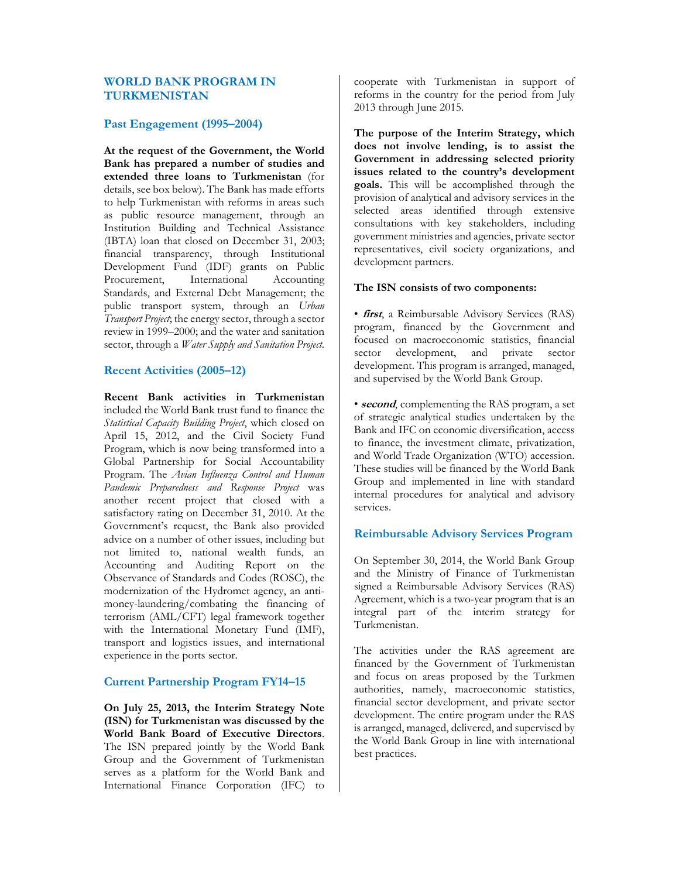## WORLD BANK PROGRAM IN TURKMENISTAN

### Past Engagement (1995–2004)

**At the request of the Government, the World Bank has prepared a number of studies and extended three loans to Turkmenistan** (for details, see box below). The Bank has made efforts to help Turkmenistan with reforms in areas such as public resource management, through an Institution Building and Technical Assistance (IBTA) loan that closed on December 31, 2003; financial transparency, through Institutional Development Fund (IDF) grants on Public Procurement, International Accounting Standards, and External Debt Management; the public transport system, through an *Urban Transport Project*; the energy sector, through a sector review in 1999–2000; and the water and sanitation sector, through a *Water Supply and Sanitation Project*.

### Recent Activities (2005–12)

**Recent Bank activities in Turkmenistan** included the World Bank trust fund to finance the *Statistical Capacity Building Project*, which closed on April 15, 2012, and the Civil Society Fund Program, which is now being transformed into a Global Partnership for Social Accountability Program. The *Avian Influenza Control and Human Pandemic Preparedness and Response Project* was another recent project that closed with a satisfactory rating on December 31, 2010. At the Government's request, the Bank also provided advice on a number of other issues, including but not limited to, national wealth funds, an Accounting and Auditing Report on the Observance of Standards and Codes (ROSC), the modernization of the Hydromet agency, an anti-money-laundering/combating the financing of terrorism (AML/CFT) legal framework together with the International Monetary Fund (IMF), transport and logistics issues, and international experience in the ports sector.

### Current Partnership Program FY14–15

**On July 25, 2013, the Interim Strategy Note (ISN) for Turkmenistan was discussed by the World Bank Board of Executive Directors**. The ISN prepared jointly by the World Bank Group and the Government of Turkmenistan serves as a platform for the World Bank and International Finance Corporation (IFC) to cooperate with Turkmenistan in support of reforms in the country for the period from July 2013 through June 2015.

**The purpose of the Interim Strategy, which does not involve lending, is to assist the Government in addressing selected priority issues related to the country's development goals.** This will be accomplished through the provision of analytical and advisory services in the selected areas identified through extensive consultations with key stakeholders, including government ministries and agencies, private sector representatives, civil society organizations, and development partners.

**The ISN consists of two components:**

- ***first***, a Reimbursable Advisory Services (RAS) program, financed by the Government and focused on macroeconomic statistics, financial sector development, and private sector development. This program is arranged, managed, and supervised by the World Bank Group.

- ***second***, complementing the RAS program, a set of strategic analytical studies undertaken by the Bank and IFC on economic diversification, access to finance, the investment climate, privatization, and World Trade Organization (WTO) accession. These studies will be financed by the World Bank Group and implemented in line with standard internal procedures for analytical and advisory services.

### Reimbursable Advisory Services Program

On September 30, 2014, the World Bank Group and the Ministry of Finance of Turkmenistan signed a Reimbursable Advisory Services (RAS) Agreement, which is a two-year program that is an integral part of the interim strategy for Turkmenistan.

The activities under the RAS agreement are financed by the Government of Turkmenistan and focus on areas proposed by the Turkmen authorities, namely, macroeconomic statistics, financial sector development, and private sector development. The entire program under the RAS is arranged, managed, delivered, and supervised by the World Bank Group in line with international best practices.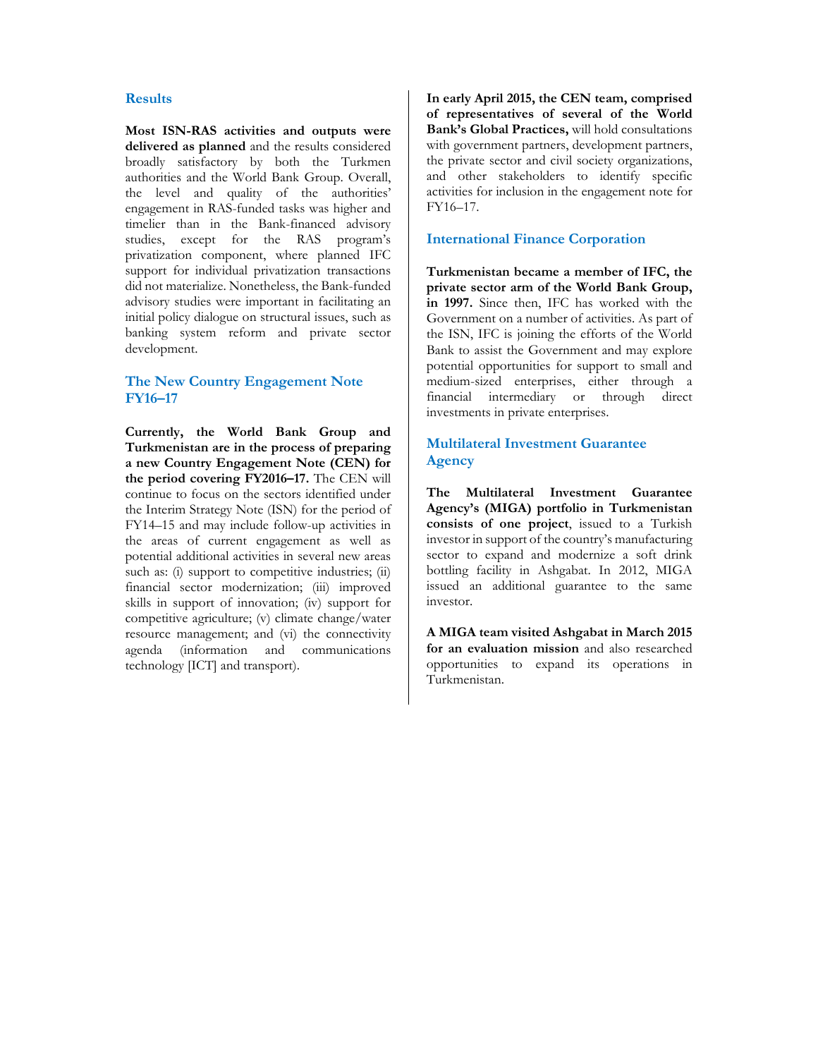### Results

**Most ISN-RAS activities and outputs were delivered as planned** and the results considered broadly satisfactory by both the Turkmen authorities and the World Bank Group. Overall, the level and quality of the authorities' engagement in RAS-funded tasks was higher and timelier than in the Bank-financed advisory studies, except for the RAS program's privatization component, where planned IFC support for individual privatization transactions did not materialize. Nonetheless, the Bank-funded advisory studies were important in facilitating an initial policy dialogue on structural issues, such as banking system reform and private sector development.

### The New Country Engagement Note FY16–17

**Currently, the World Bank Group and Turkmenistan are in the process of preparing a new Country Engagement Note (CEN) for the period covering FY2016–17.** The CEN will continue to focus on the sectors identified under the Interim Strategy Note (ISN) for the period of FY14–15 and may include follow-up activities in the areas of current engagement as well as potential additional activities in several new areas such as: (i) support to competitive industries; (ii) financial sector modernization; (iii) improved skills in support of innovation; (iv) support for competitive agriculture; (v) climate change/water resource management; and (vi) the connectivity agenda (information and communications technology [ICT] and transport).

**In early April 2015, the CEN team, comprised of representatives of several of the World Bank's Global Practices,** will hold consultations with government partners, development partners, the private sector and civil society organizations, and other stakeholders to identify specific activities for inclusion in the engagement note for FY16–17.

### International Finance Corporation

**Turkmenistan became a member of IFC, the private sector arm of the World Bank Group, in 1997.** Since then, IFC has worked with the Government on a number of activities. As part of the ISN, IFC is joining the efforts of the World Bank to assist the Government and may explore potential opportunities for support to small and medium-sized enterprises, either through a financial intermediary or through direct investments in private enterprises.

### Multilateral Investment Guarantee Agency

**The Multilateral Investment Guarantee Agency's (MIGA) portfolio in Turkmenistan consists of one project**, issued to a Turkish investor in support of the country's manufacturing sector to expand and modernize a soft drink bottling facility in Ashgabat. In 2012, MIGA issued an additional guarantee to the same investor.

**A MIGA team visited Ashgabat in March 2015 for an evaluation mission** and also researched opportunities to expand its operations in Turkmenistan.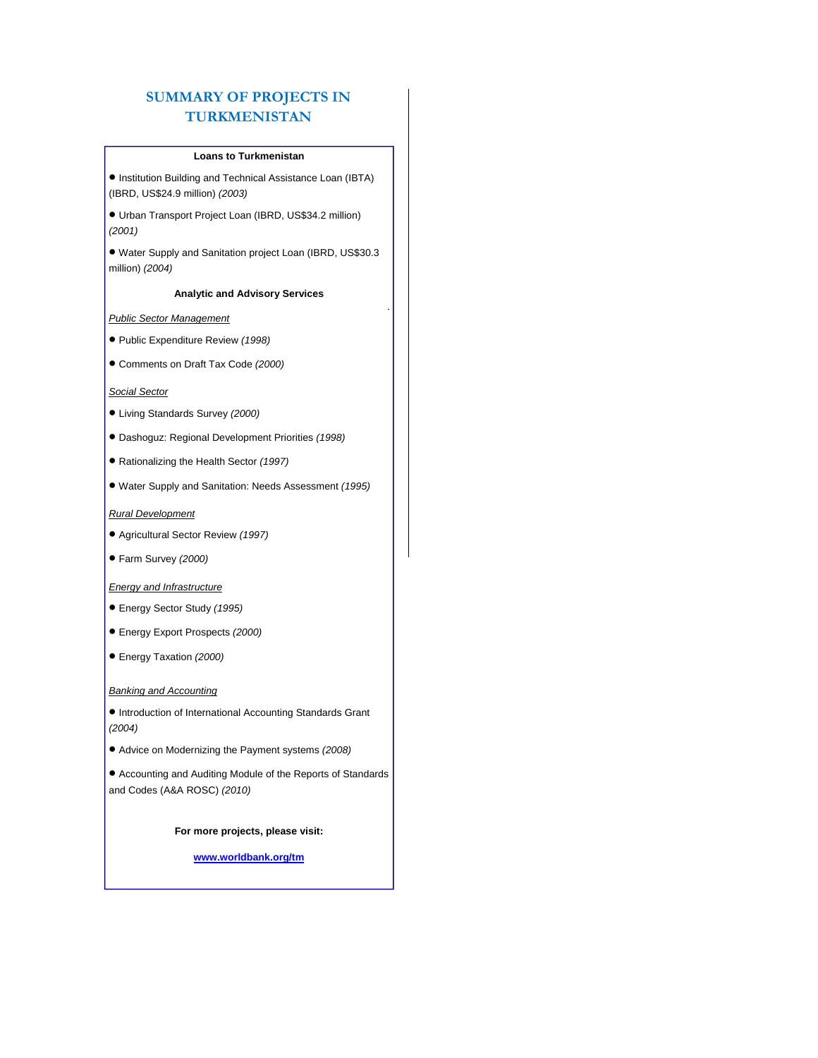## SUMMARY OF PROJECTS IN TURKMENISTAN

**Loans to Turkmenistan**

- Institution Building and Technical Assistance Loan (IBTA) (IBRD, US$24.9 million) *(2003)*
- Urban Transport Project Loan (IBRD, US$34.2 million) *(2001)*
- Water Supply and Sanitation project Loan (IBRD, US$30.3 million) *(2004)*

**Analytic and Advisory Services**

*Public Sector Management*

- Public Expenditure Review *(1998)*
- Comments on Draft Tax Code *(2000)*

*Social Sector*

- Living Standards Survey *(2000)*
- Dashoguz: Regional Development Priorities *(1998)*
- Rationalizing the Health Sector *(1997)*
- Water Supply and Sanitation: Needs Assessment *(1995)*

*Rural Development*

- Agricultural Sector Review *(1997)*
- Farm Survey *(2000)*

*Energy and Infrastructure*

- Energy Sector Study *(1995)*
- Energy Export Prospects *(2000)*
- Energy Taxation *(2000)*

*Banking and Accounting*

- Introduction of International Accounting Standards Grant *(2004)*
- Advice on Modernizing the Payment systems *(2008)*
- Accounting and Auditing Module of the Reports of Standards and Codes (A&A ROSC) *(2010)*

**For more projects, please visit:**

**www.worldbank.org/tm**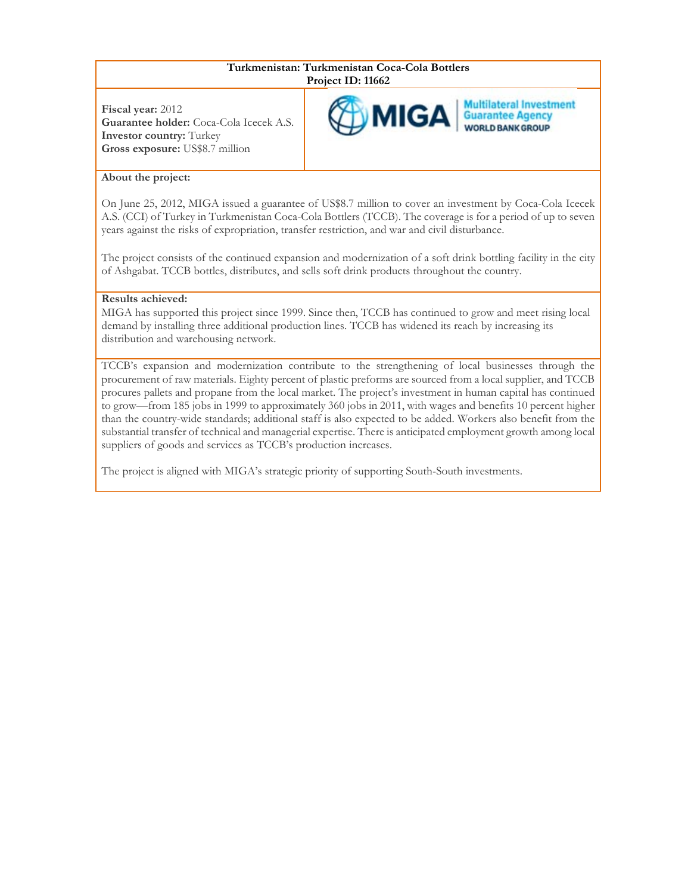**Turkmenistan: Turkmenistan Coca-Cola Bottlers**
**Project ID: 11662**

**Fiscal year:** 2012
**Guarantee holder:** Coca-Cola Icecek A.S.
**Investor country:** Turkey
**Gross exposure:** US$8.7 million

**About the project:**

On June 25, 2012, MIGA issued a guarantee of US$8.7 million to cover an investment by Coca-Cola Icecek A.S. (CCI) of Turkey in Turkmenistan Coca-Cola Bottlers (TCCB). The coverage is for a period of up to seven years against the risks of expropriation, transfer restriction, and war and civil disturbance.

The project consists of the continued expansion and modernization of a soft drink bottling facility in the city of Ashgabat. TCCB bottles, distributes, and sells soft drink products throughout the country.

**Results achieved:**

MIGA has supported this project since 1999. Since then, TCCB has continued to grow and meet rising local demand by installing three additional production lines. TCCB has widened its reach by increasing its distribution and warehousing network.

TCCB's expansion and modernization contribute to the strengthening of local businesses through the procurement of raw materials. Eighty percent of plastic preforms are sourced from a local supplier, and TCCB procures pallets and propane from the local market. The project's investment in human capital has continued to grow—from 185 jobs in 1999 to approximately 360 jobs in 2011, with wages and benefits 10 percent higher than the country-wide standards; additional staff is also expected to be added. Workers also benefit from the substantial transfer of technical and managerial expertise. There is anticipated employment growth among local suppliers of goods and services as TCCB's production increases.

The project is aligned with MIGA's strategic priority of supporting South-South investments.